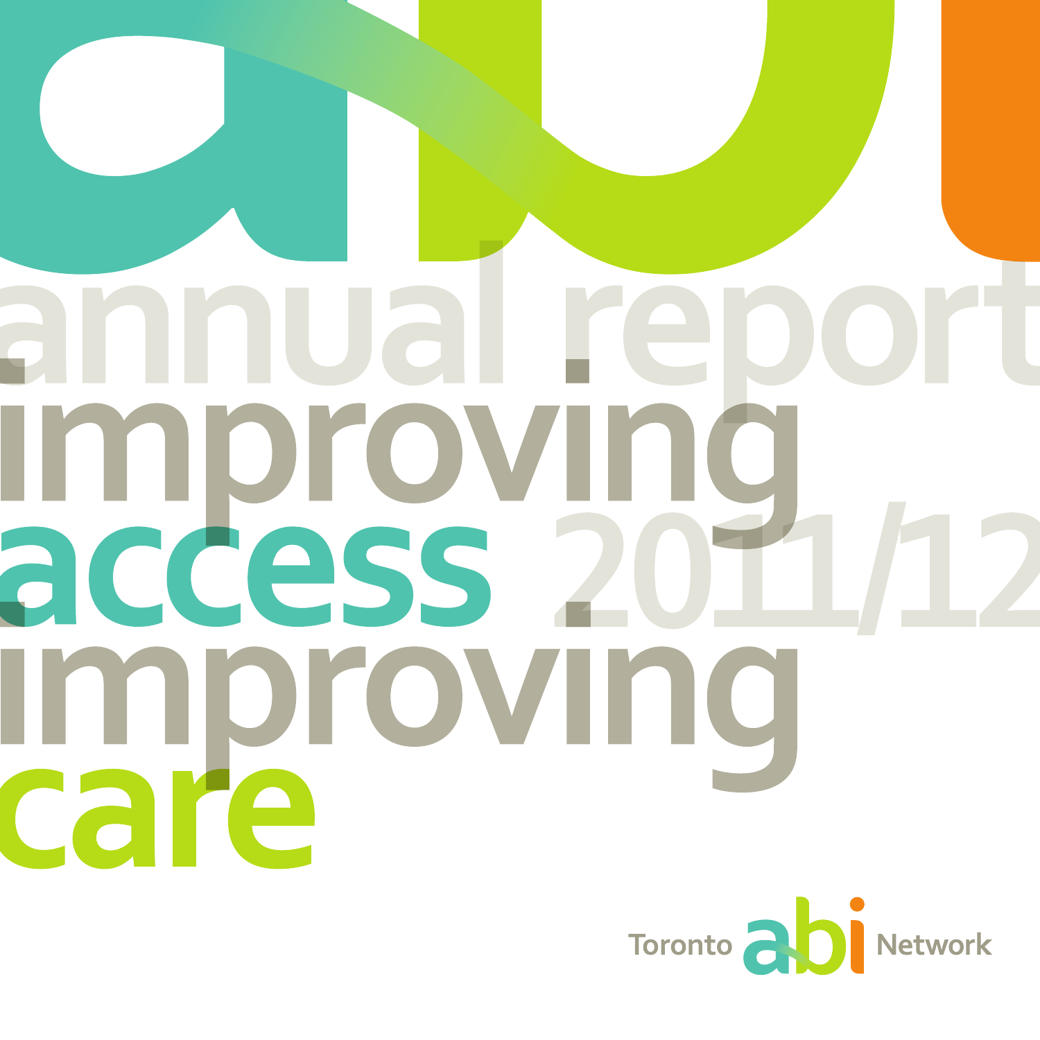# annual report 2011/12

# improving access improving care

Toronto abi Network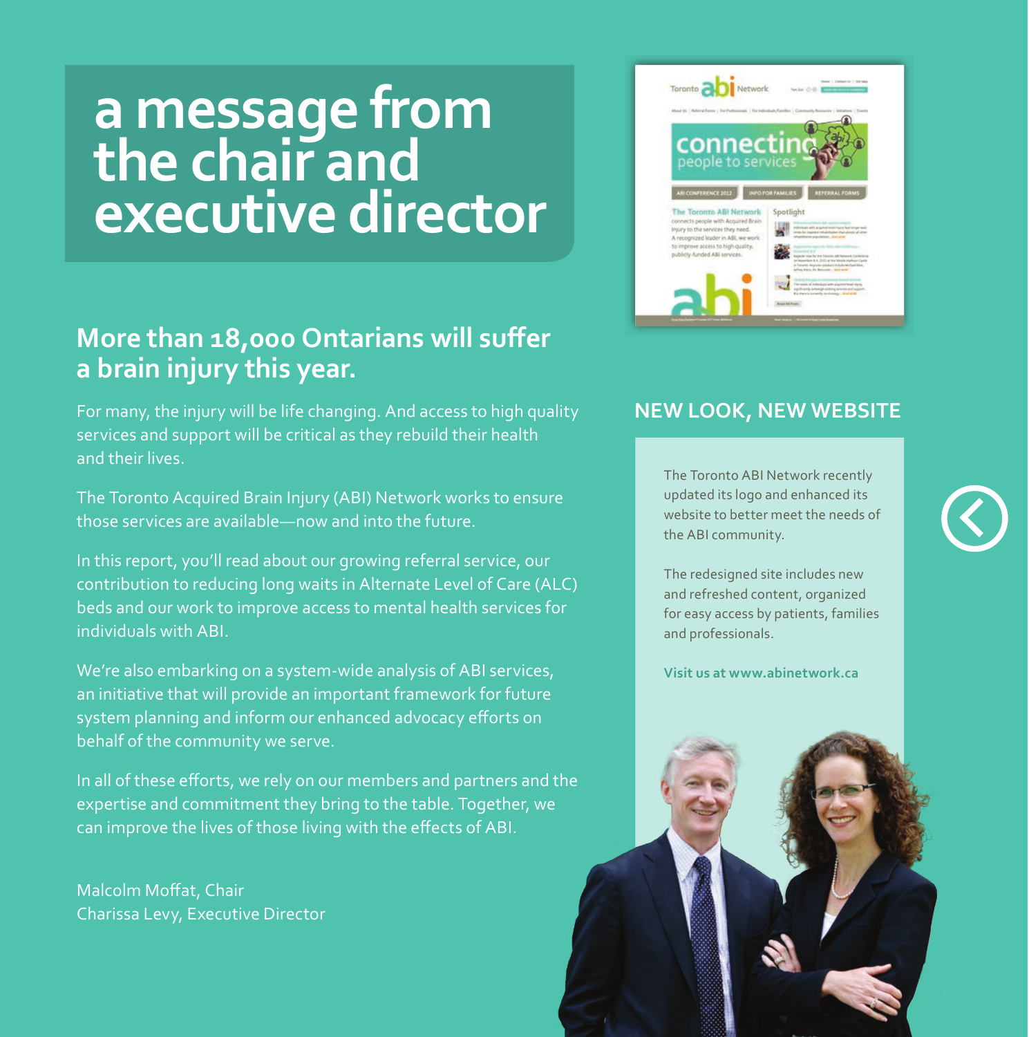# a message from the chair and executive director

## More than 18,000 Ontarians will suffer a brain injury this year.

For many, the injury will be life changing. And access to high quality services and support will be critical as they rebuild their health and their lives.

The Toronto Acquired Brain Injury (ABI) Network works to ensure those services are available—now and into the future.

In this report, you'll read about our growing referral service, our contribution to reducing long waits in Alternate Level of Care (ALC) beds and our work to improve access to mental health services for individuals with ABI.

We're also embarking on a system-wide analysis of ABI services, an initiative that will provide an important framework for future system planning and inform our enhanced advocacy efforts on behalf of the community we serve.

In all of these efforts, we rely on our members and partners and the expertise and commitment they bring to the table. Together, we can improve the lives of those living with the effects of ABI.

Malcolm Moffat, Chair
Charissa Levy, Executive Director

## NEW LOOK, NEW WEBSITE

The Toronto ABI Network recently updated its logo and enhanced its website to better meet the needs of the ABI community.

The redesigned site includes new and refreshed content, organized for easy access by patients, families and professionals.

**Visit us at www.abinetwork.ca**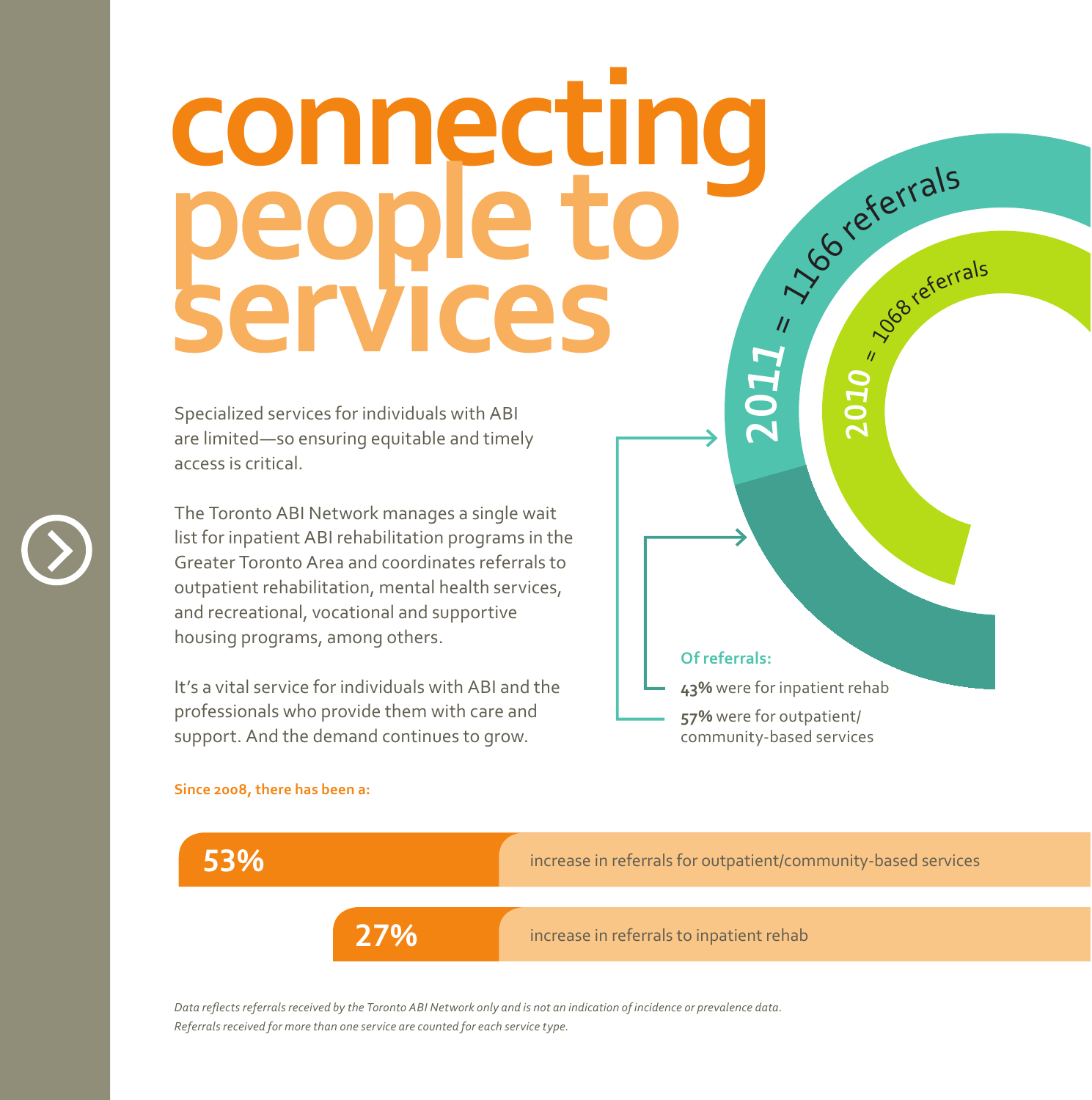# connecting people to services

Specialized services for individuals with ABI are limited—so ensuring equitable and timely access is critical.

The Toronto ABI Network manages a single wait list for inpatient ABI rehabilitation programs in the Greater Toronto Area and coordinates referrals to outpatient rehabilitation, mental health services, and recreational, vocational and supportive housing programs, among others.

It's a vital service for individuals with ABI and the professionals who provide them with care and support. And the demand continues to grow.

2011 = 1166 referrals

2010 = 1068 referrals

**Of referrals:**

**43%** were for inpatient rehab

**57%** were for outpatient/community-based services

**Since 2008, there has been a:**

**53%** increase in referrals for outpatient/community-based services

**27%** increase in referrals to inpatient rehab

*Data reflects referrals received by the Toronto ABI Network only and is not an indication of incidence or prevalence data.*
*Referrals received for more than one service are counted for each service type.*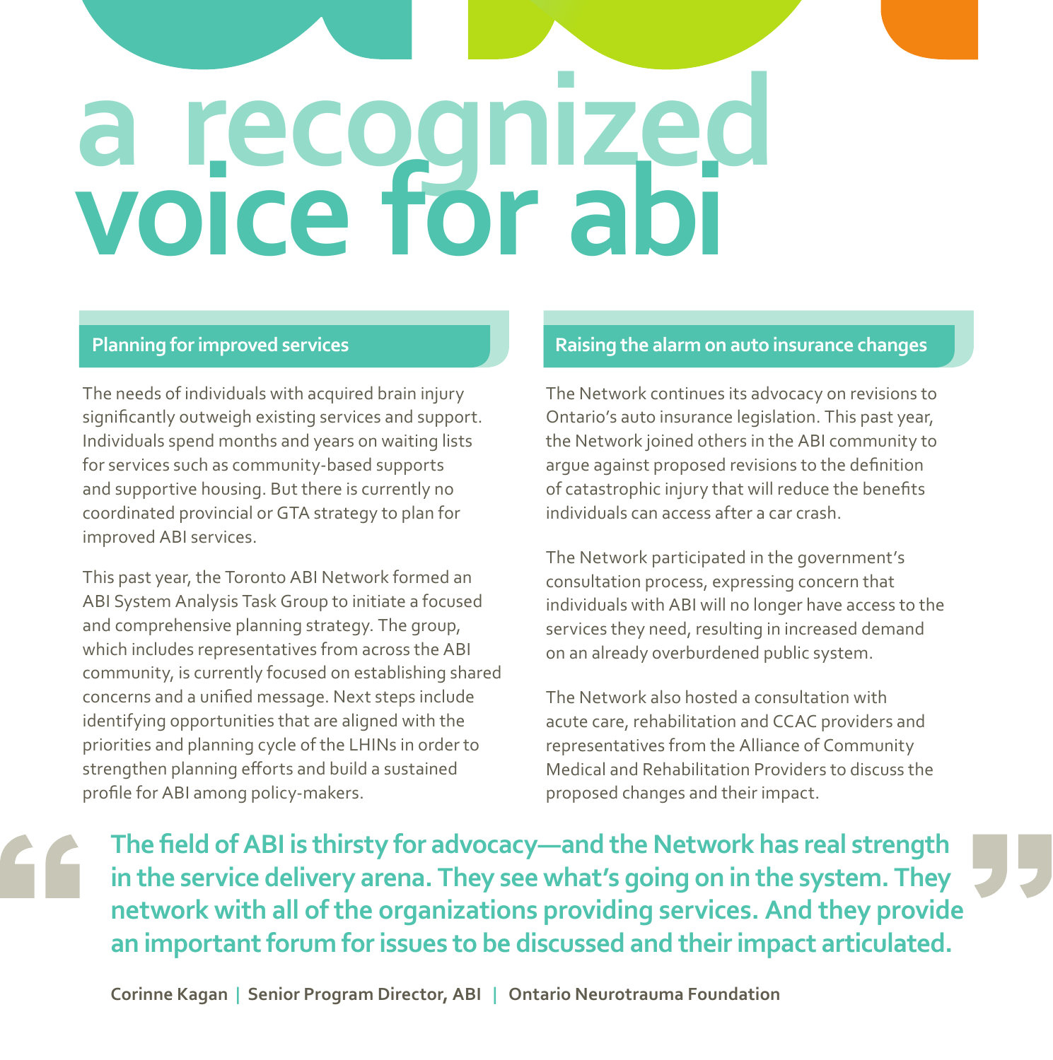# a recognized voice for abi

## Planning for improved services

The needs of individuals with acquired brain injury significantly outweigh existing services and support. Individuals spend months and years on waiting lists for services such as community-based supports and supportive housing. But there is currently no coordinated provincial or GTA strategy to plan for improved ABI services.

This past year, the Toronto ABI Network formed an ABI System Analysis Task Group to initiate a focused and comprehensive planning strategy. The group, which includes representatives from across the ABI community, is currently focused on establishing shared concerns and a unified message. Next steps include identifying opportunities that are aligned with the priorities and planning cycle of the LHINs in order to strengthen planning efforts and build a sustained profile for ABI among policy-makers.

## Raising the alarm on auto insurance changes

The Network continues its advocacy on revisions to Ontario's auto insurance legislation. This past year, the Network joined others in the ABI community to argue against proposed revisions to the definition of catastrophic injury that will reduce the benefits individuals can access after a car crash.

The Network participated in the government's consultation process, expressing concern that individuals with ABI will no longer have access to the services they need, resulting in increased demand on an already overburdened public system.

The Network also hosted a consultation with acute care, rehabilitation and CCAC providers and representatives from the Alliance of Community Medical and Rehabilitation Providers to discuss the proposed changes and their impact.

> **"The field of ABI is thirsty for advocacy—and the Network has real strength in the service delivery arena. They see what's going on in the system. They network with all of the organizations providing services. And they provide an important forum for issues to be discussed and their impact articulated."**
>
> **Corinne Kagan | Senior Program Director, ABI | Ontario Neurotrauma Foundation**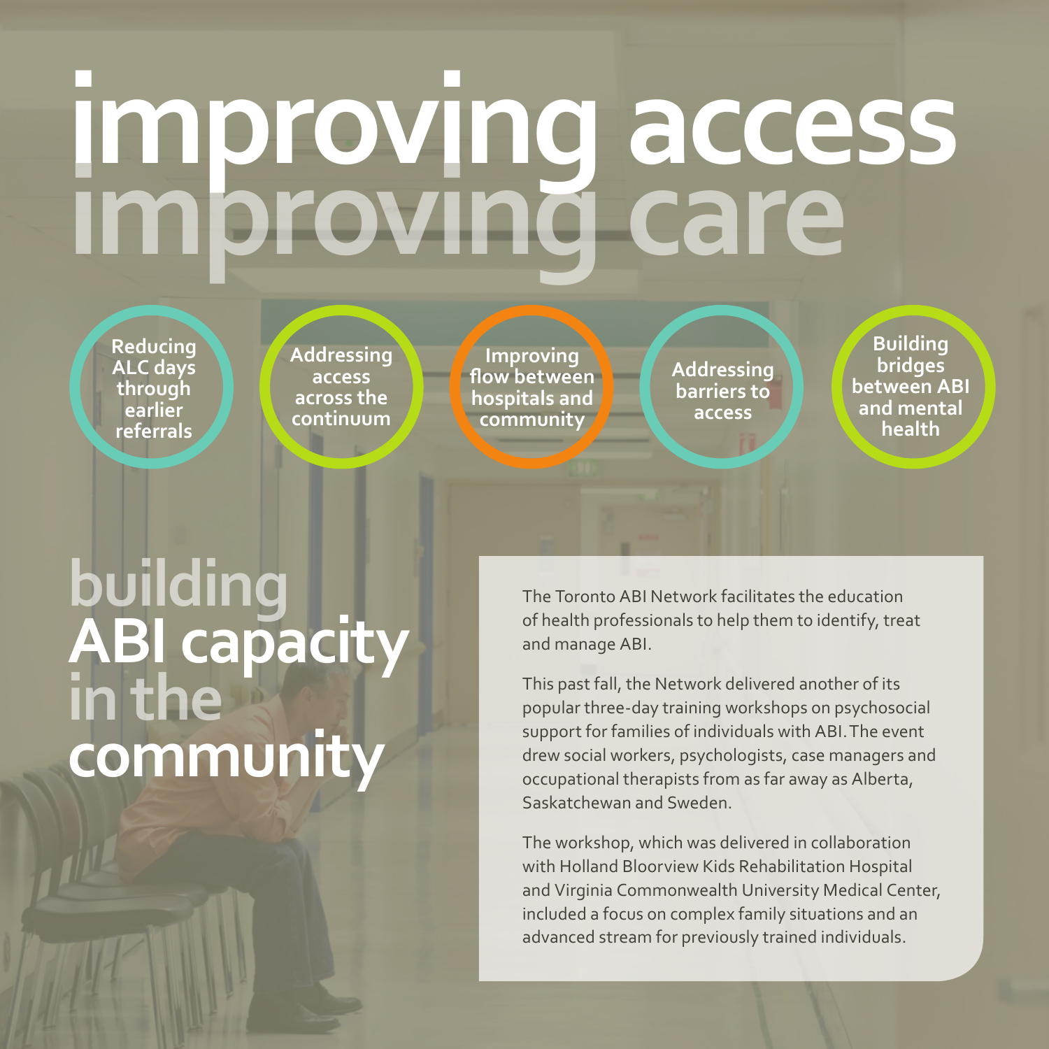# improving access improving care

- Reducing ALC days through earlier referrals
- Addressing access across the continuum
- Improving flow between hospitals and community
- Addressing barriers to access
- Building bridges between ABI and mental health

## building ABI capacity in the community

The Toronto ABI Network facilitates the education of health professionals to help them to identify, treat and manage ABI.

This past fall, the Network delivered another of its popular three-day training workshops on psychosocial support for families of individuals with ABI. The event drew social workers, psychologists, case managers and occupational therapists from as far away as Alberta, Saskatchewan and Sweden.

The workshop, which was delivered in collaboration with Holland Bloorview Kids Rehabilitation Hospital and Virginia Commonwealth University Medical Center, included a focus on complex family situations and an advanced stream for previously trained individuals.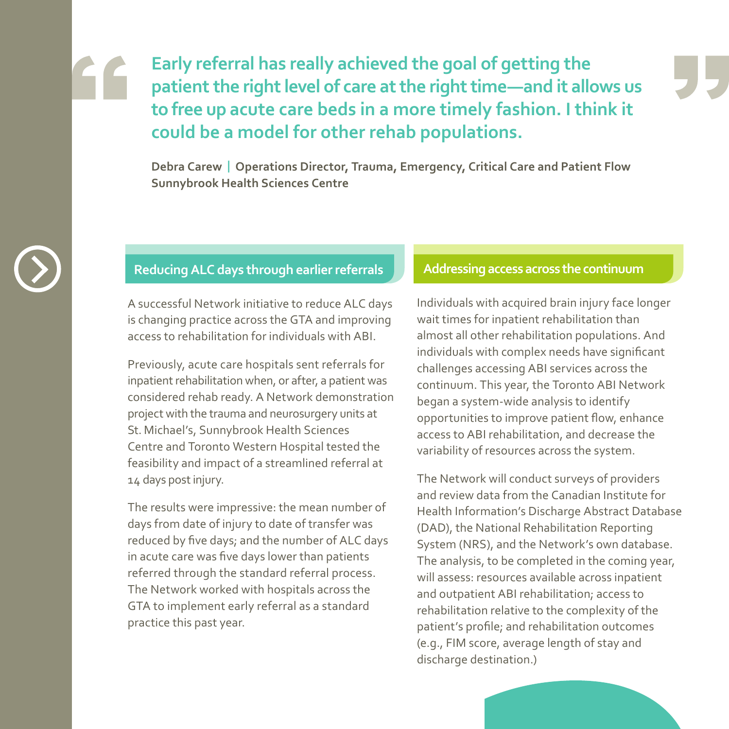> **Early referral has really achieved the goal of getting the patient the right level of care at the right time—and it allows us to free up acute care beds in a more timely fashion. I think it could be a model for other rehab populations.**
>
> **Debra Carew | Operations Director, Trauma, Emergency, Critical Care and Patient Flow**
> **Sunnybrook Health Sciences Centre**

## Reducing ALC days through earlier referrals

A successful Network initiative to reduce ALC days is changing practice across the GTA and improving access to rehabilitation for individuals with ABI.

Previously, acute care hospitals sent referrals for inpatient rehabilitation when, or after, a patient was considered rehab ready. A Network demonstration project with the trauma and neurosurgery units at St. Michael's, Sunnybrook Health Sciences Centre and Toronto Western Hospital tested the feasibility and impact of a streamlined referral at 14 days post injury.

The results were impressive: the mean number of days from date of injury to date of transfer was reduced by five days; and the number of ALC days in acute care was five days lower than patients referred through the standard referral process. The Network worked with hospitals across the GTA to implement early referral as a standard practice this past year.

## Addressing access across the continuum

Individuals with acquired brain injury face longer wait times for inpatient rehabilitation than almost all other rehabilitation populations. And individuals with complex needs have significant challenges accessing ABI services across the continuum. This year, the Toronto ABI Network began a system-wide analysis to identify opportunities to improve patient flow, enhance access to ABI rehabilitation, and decrease the variability of resources across the system.

The Network will conduct surveys of providers and review data from the Canadian Institute for Health Information's Discharge Abstract Database (DAD), the National Rehabilitation Reporting System (NRS), and the Network's own database. The analysis, to be completed in the coming year, will assess: resources available across inpatient and outpatient ABI rehabilitation; access to rehabilitation relative to the complexity of the patient's profile; and rehabilitation outcomes (e.g., FIM score, average length of stay and discharge destination.)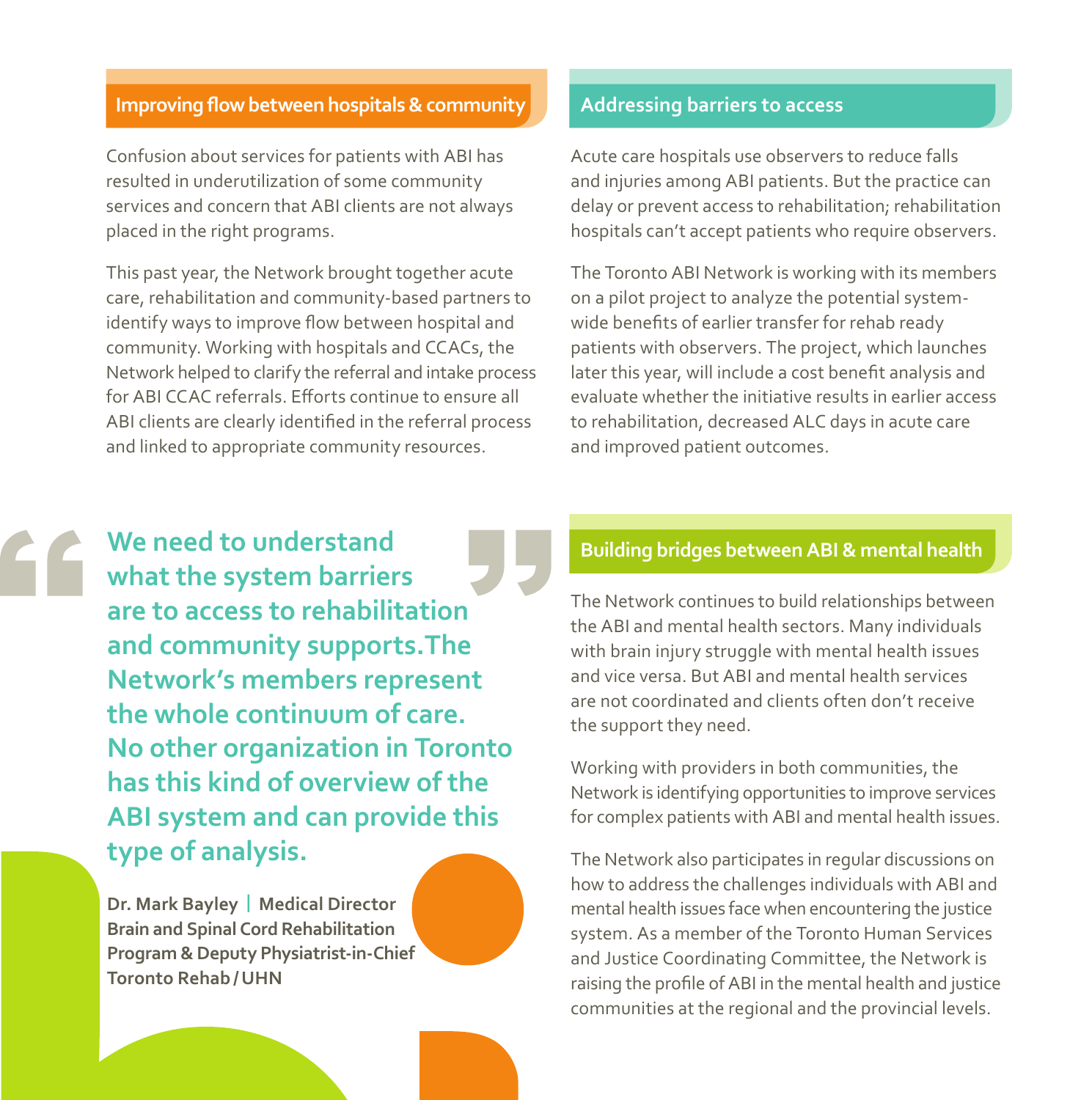## Improving flow between hospitals & community

Confusion about services for patients with ABI has resulted in underutilization of some community services and concern that ABI clients are not always placed in the right programs.

This past year, the Network brought together acute care, rehabilitation and community-based partners to identify ways to improve flow between hospital and community. Working with hospitals and CCACs, the Network helped to clarify the referral and intake process for ABI CCAC referrals. Efforts continue to ensure all ABI clients are clearly identified in the referral process and linked to appropriate community resources.

## Addressing barriers to access

Acute care hospitals use observers to reduce falls and injuries among ABI patients. But the practice can delay or prevent access to rehabilitation; rehabilitation hospitals can't accept patients who require observers.

The Toronto ABI Network is working with its members on a pilot project to analyze the potential system-wide benefits of earlier transfer for rehab ready patients with observers. The project, which launches later this year, will include a cost benefit analysis and evaluate whether the initiative results in earlier access to rehabilitation, decreased ALC days in acute care and improved patient outcomes.

> **"We need to understand what the system barriers are to access to rehabilitation and community supports.The Network's members represent the whole continuum of care. No other organization in Toronto has this kind of overview of the ABI system and can provide this type of analysis."**
>
> **Dr. Mark Bayley | Medical Director Brain and Spinal Cord Rehabilitation Program & Deputy Physiatrist-in-Chief Toronto Rehab / UHN**

## Building bridges between ABI & mental health

The Network continues to build relationships between the ABI and mental health sectors. Many individuals with brain injury struggle with mental health issues and vice versa. But ABI and mental health services are not coordinated and clients often don't receive the support they need.

Working with providers in both communities, the Network is identifying opportunities to improve services for complex patients with ABI and mental health issues.

The Network also participates in regular discussions on how to address the challenges individuals with ABI and mental health issues face when encountering the justice system. As a member of the Toronto Human Services and Justice Coordinating Committee, the Network is raising the profile of ABI in the mental health and justice communities at the regional and the provincial levels.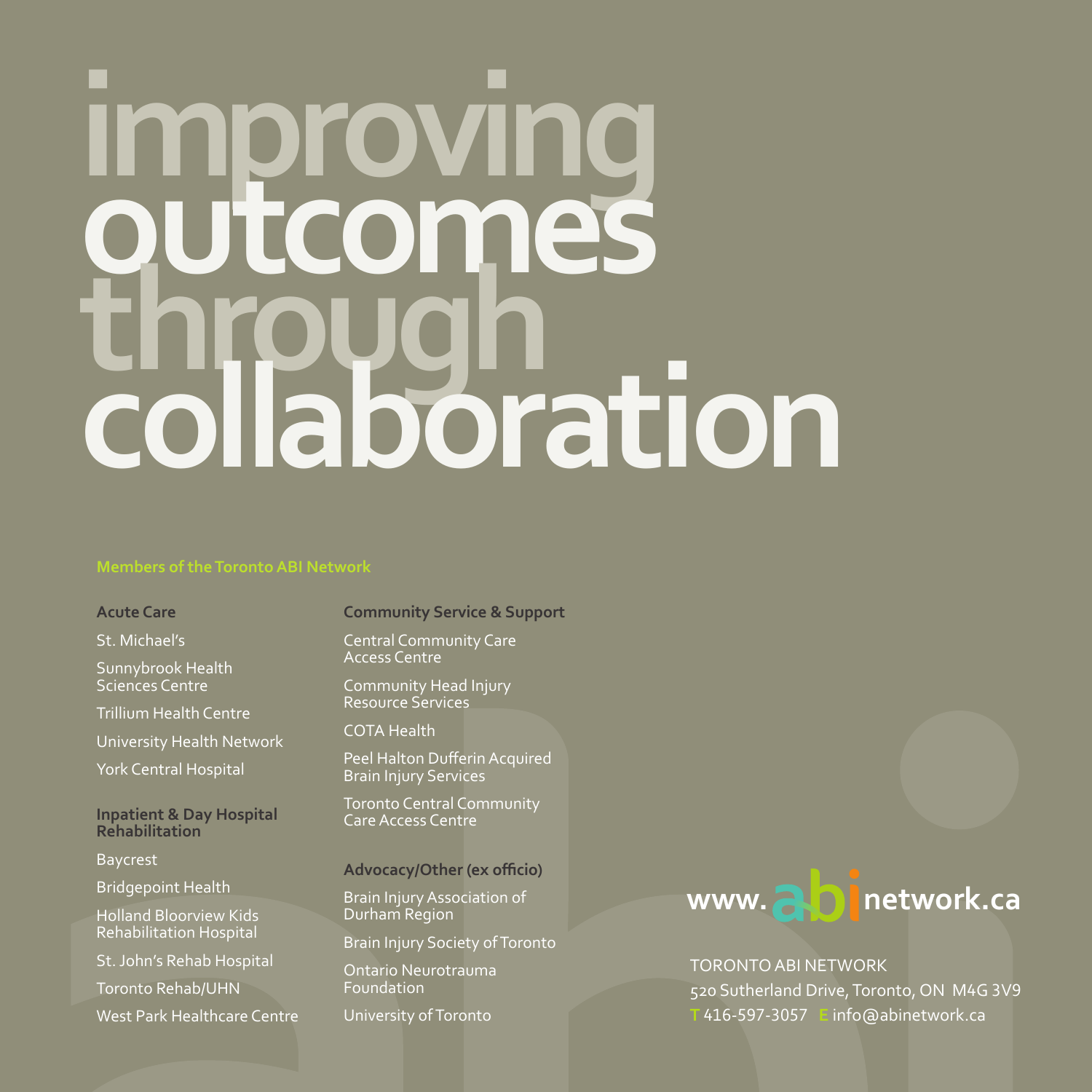# improving outcomes through collaboration

**Members of the Toronto ABI Network**

### Acute Care

St. Michael's

Sunnybrook Health Sciences Centre

Trillium Health Centre

University Health Network

York Central Hospital

### Inpatient & Day Hospital Rehabilitation

Baycrest

Bridgepoint Health

Holland Bloorview Kids Rehabilitation Hospital

St. John's Rehab Hospital

Toronto Rehab/UHN

West Park Healthcare Centre

### Community Service & Support

Central Community Care Access Centre

Community Head Injury Resource Services

COTA Health

Peel Halton Dufferin Acquired Brain Injury Services

Toronto Central Community Care Access Centre

### Advocacy/Other (ex officio)

Brain Injury Association of Durham Region

Brain Injury Society of Toronto

Ontario Neurotrauma Foundation

University of Toronto

**www.abinetwork.ca**

TORONTO ABI NETWORK
520 Sutherland Drive, Toronto, ON M4G 3V9
T 416-597-3057 E info@abinetwork.ca